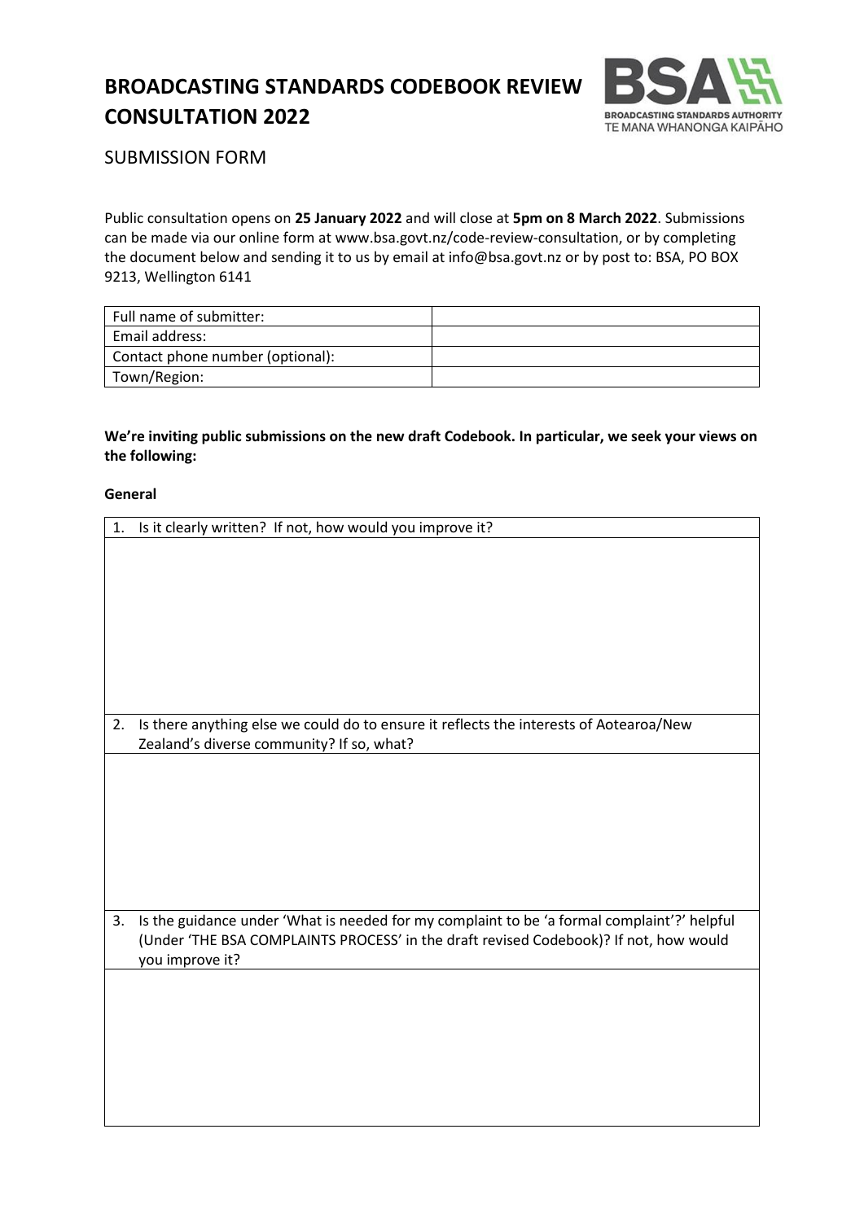# BROADCASTING STANDARDS CODEBOOK REVIEW CONSULTATION 2022

BROADCASTING STANDARDS AUTHORITY
TE MANA WHANONGA KAIPĀHO

## SUBMISSION FORM

Public consultation opens on **25 January 2022** and will close at **5pm on 8 March 2022**. Submissions can be made via our online form at www.bsa.govt.nz/code-review-consultation, or by completing the document below and sending it to us by email at info@bsa.govt.nz or by post to: BSA, PO BOX 9213, Wellington 6141

| Full name of submitter: | |
|---|---|
| Email address: | |
| Contact phone number (optional): | |
| Town/Region: | |

**We're inviting public submissions on the new draft Codebook. In particular, we seek your views on the following:**

**General**

| 1. Is it clearly written? If not, how would you improve it? |
|---|
| |

| 2. Is there anything else we could do to ensure it reflects the interests of Aotearoa/New Zealand's diverse community? If so, what? |
|---|
| |

| 3. Is the guidance under 'What is needed for my complaint to be 'a formal complaint'?' helpful (Under 'THE BSA COMPLAINTS PROCESS' in the draft revised Codebook)? If not, how would you improve it? |
|---|
| |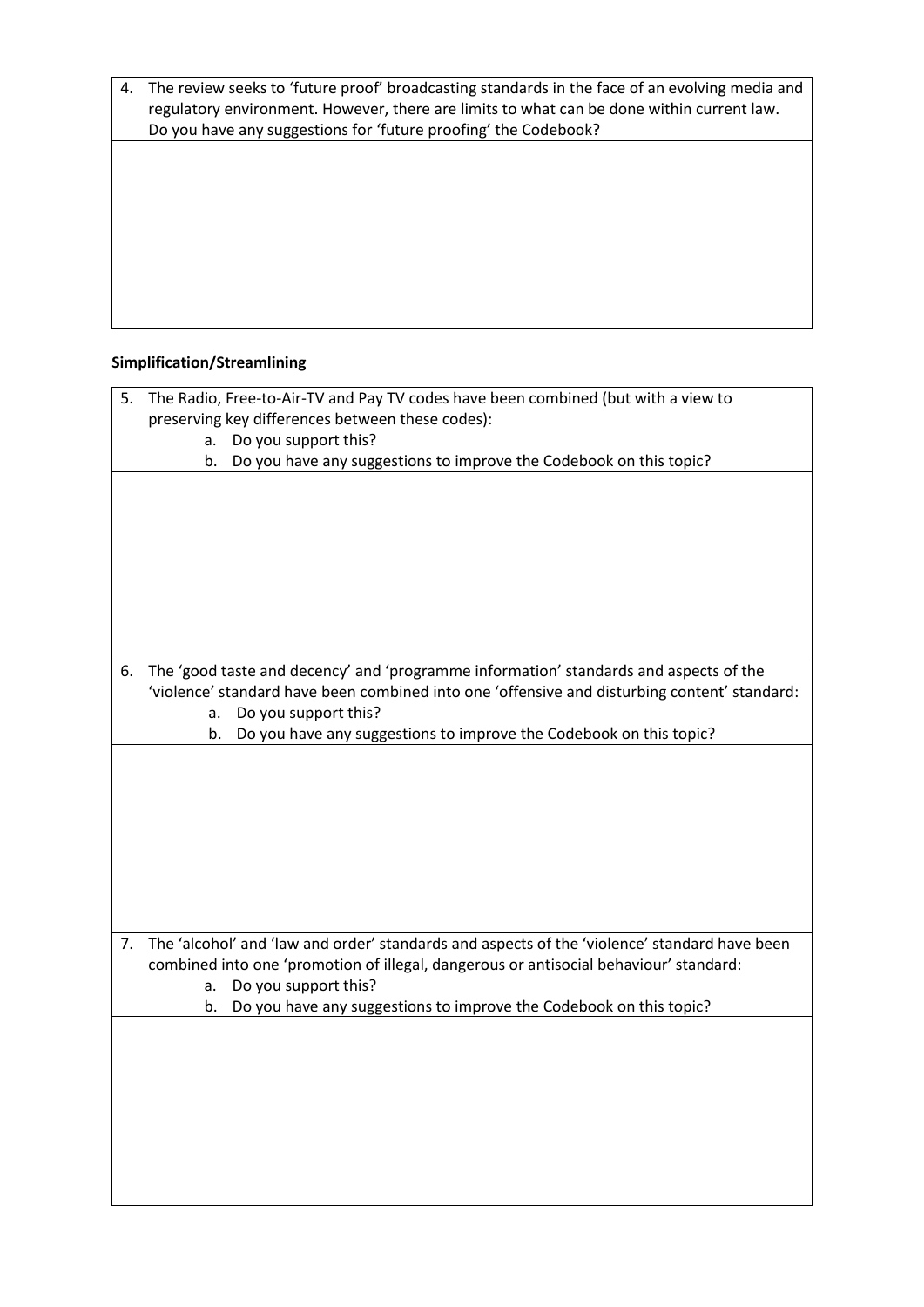4. The review seeks to 'future proof' broadcasting standards in the face of an evolving media and regulatory environment. However, there are limits to what can be done within current law. Do you have any suggestions for 'future proofing' the Codebook?

**Simplification/Streamlining**

5. The Radio, Free-to-Air-TV and Pay TV codes have been combined (but with a view to preserving key differences between these codes):
   a. Do you support this?
   b. Do you have any suggestions to improve the Codebook on this topic?

6. The 'good taste and decency' and 'programme information' standards and aspects of the 'violence' standard have been combined into one 'offensive and disturbing content' standard:
   a. Do you support this?
   b. Do you have any suggestions to improve the Codebook on this topic?

7. The 'alcohol' and 'law and order' standards and aspects of the 'violence' standard have been combined into one 'promotion of illegal, dangerous or antisocial behaviour' standard:
   a. Do you support this?
   b. Do you have any suggestions to improve the Codebook on this topic?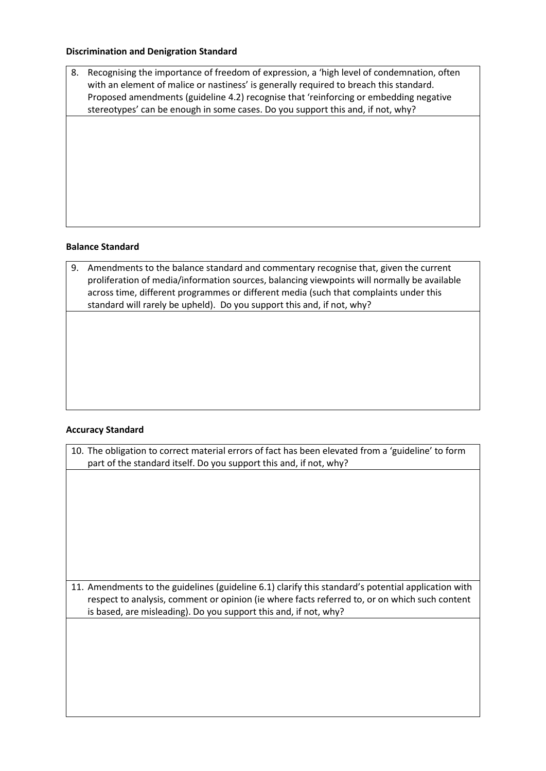**Discrimination and Denigration Standard**

| 8. Recognising the importance of freedom of expression, a 'high level of condemnation, often with an element of malice or nastiness' is generally required to breach this standard. Proposed amendments (guideline 4.2) recognise that 'reinforcing or embedding negative stereotypes' can be enough in some cases. Do you support this and, if not, why? |
|---|
| |

**Balance Standard**

| 9. Amendments to the balance standard and commentary recognise that, given the current proliferation of media/information sources, balancing viewpoints will normally be available across time, different programmes or different media (such that complaints under this standard will rarely be upheld). Do you support this and, if not, why? |
|---|
| |

**Accuracy Standard**

| 10. The obligation to correct material errors of fact has been elevated from a 'guideline' to form part of the standard itself. Do you support this and, if not, why? |
|---|
| |
| 11. Amendments to the guidelines (guideline 6.1) clarify this standard's potential application with respect to analysis, comment or opinion (ie where facts referred to, or on which such content is based, are misleading). Do you support this and, if not, why? |
| |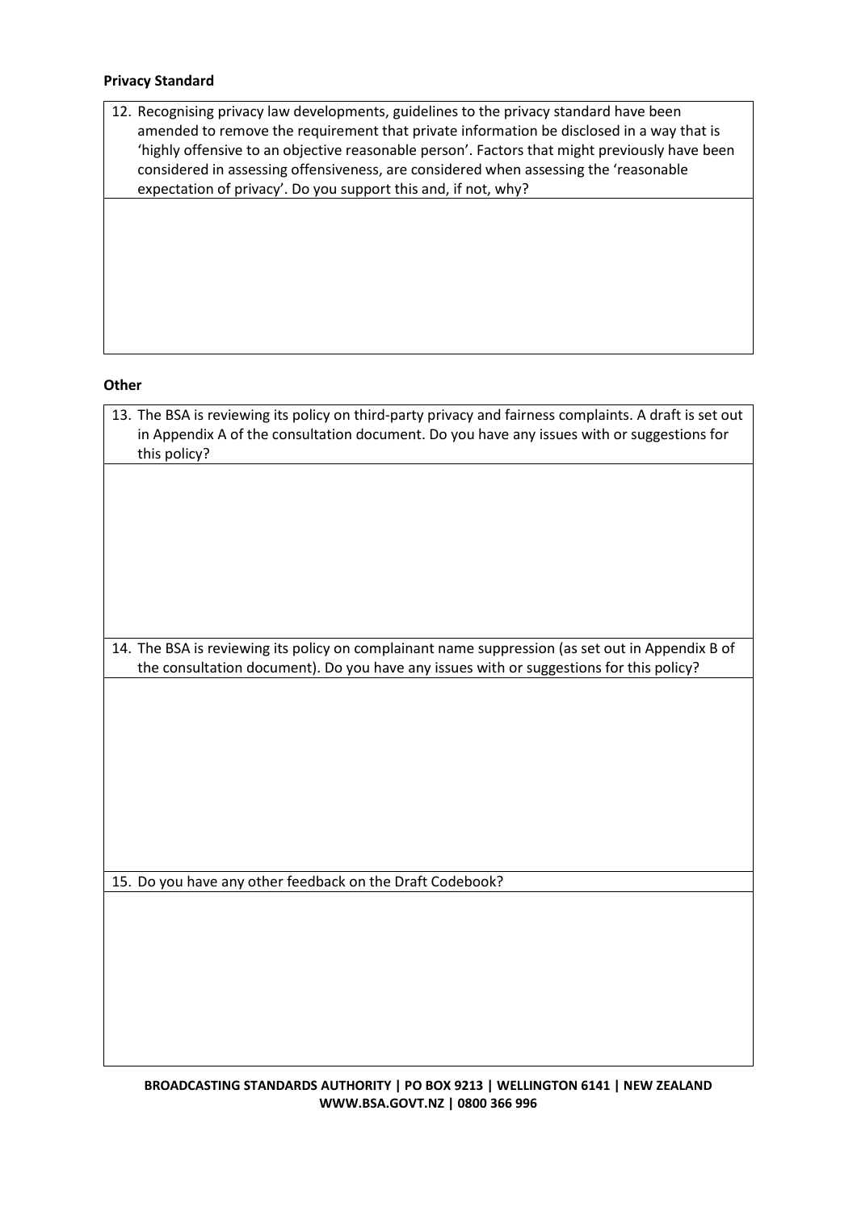**Privacy Standard**

| |
|---|
| 12. Recognising privacy law developments, guidelines to the privacy standard have been amended to remove the requirement that private information be disclosed in a way that is 'highly offensive to an objective reasonable person'. Factors that might previously have been considered in assessing offensiveness, are considered when assessing the 'reasonable expectation of privacy'. Do you support this and, if not, why? |
| |

**Other**

| |
|---|
| 13. The BSA is reviewing its policy on third-party privacy and fairness complaints. A draft is set out in Appendix A of the consultation document. Do you have any issues with or suggestions for this policy? |
| |
| 14. The BSA is reviewing its policy on complainant name suppression (as set out in Appendix B of the consultation document). Do you have any issues with or suggestions for this policy? |
| |
| 15. Do you have any other feedback on the Draft Codebook? |
| |

**BROADCASTING STANDARDS AUTHORITY | PO BOX 9213 | WELLINGTON 6141 | NEW ZEALAND**
**WWW.BSA.GOVT.NZ | 0800 366 996**